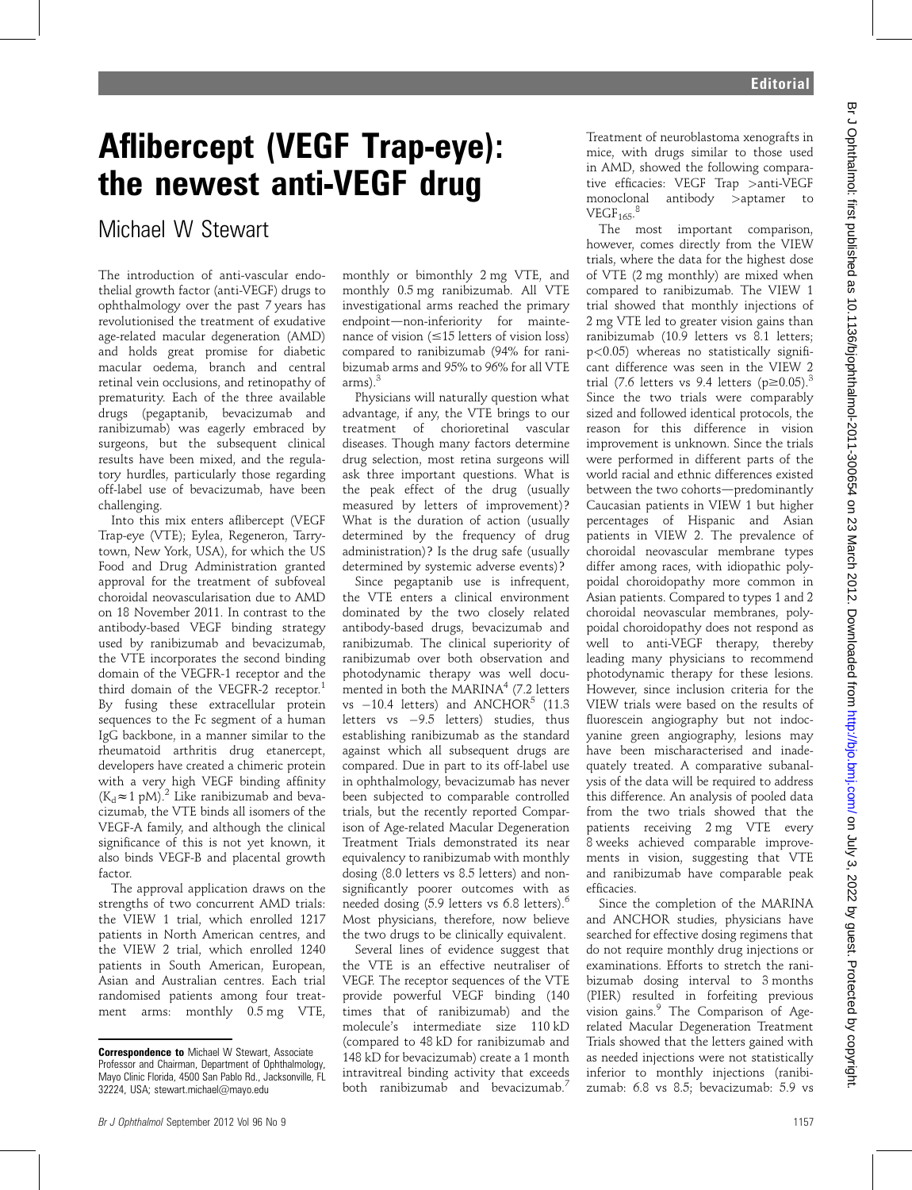# Aflibercept (VEGF Trap-eye): the newest anti-VEGF drug

Michael W Stewart

The introduction of anti-vascular endothelial growth factor (anti-VEGF) drugs to ophthalmology over the past 7 years has revolutionised the treatment of exudative age-related macular degeneration (AMD) and holds great promise for diabetic macular oedema, branch and central retinal vein occlusions, and retinopathy of prematurity. Each of the three available drugs (pegaptanib, bevacizumab and ranibizumab) was eagerly embraced by surgeons, but the subsequent clinical results have been mixed, and the regulatory hurdles, particularly those regarding off-label use of bevacizumab, have been challenging.

Into this mix enters aflibercept (VEGF Trap-eye (VTE); Eylea, Regeneron, Tarrytown, New York, USA), for which the US Food and Drug Administration granted approval for the treatment of subfoveal choroidal neovascularisation due to AMD on 18 November 2011. In contrast to the antibody-based VEGF binding strategy used by ranibizumab and bevacizumab, the VTE incorporates the second binding domain of the VEGFR-1 receptor and the third domain of the VEGFR-2 receptor.[1] By fusing these extracellular protein sequences to the Fc segment of a human IgG backbone, in a manner similar to the rheumatoid arthritis drug etanercept, developers have created a chimeric protein with a very high VEGF binding affinity ($K_d \approx 1$ pM).[2] Like ranibizumab and bevacizumab, the VTE binds all isomers of the VEGF-A family, and although the clinical significance of this is not yet known, it also binds VEGF-B and placental growth factor.

The approval application draws on the strengths of two concurrent AMD trials: the VIEW 1 trial, which enrolled 1217 patients in North American centres, and the VIEW 2 trial, which enrolled 1240 patients in South American, European, Asian and Australian centres. Each trial randomised patients among four treatment arms: monthly 0.5 mg VTE, monthly or bimonthly 2 mg VTE, and monthly 0.5 mg ranibizumab. All VTE investigational arms reached the primary endpoint—non-inferiority for maintenance of vision (≤15 letters of vision loss) compared to ranibizumab (94% for ranibizumab arms and 95% to 96% for all VTE arms).[3]

Physicians will naturally question what advantage, if any, the VTE brings to our treatment of chorioretinal vascular diseases. Though many factors determine drug selection, most retina surgeons will ask three important questions. What is the peak effect of the drug (usually measured by letters of improvement)? What is the duration of action (usually determined by the frequency of drug administration)? Is the drug safe (usually determined by systemic adverse events)?

Since pegaptanib use is infrequent, the VTE enters a clinical environment dominated by the two closely related antibody-based drugs, bevacizumab and ranibizumab. The clinical superiority of ranibizumab over both observation and photodynamic therapy was well documented in both the MARINA[4] (7.2 letters vs −10.4 letters) and ANCHOR[5] (11.3 letters vs −9.5 letters) studies, thus establishing ranibizumab as the standard against which all subsequent drugs are compared. Due in part to its off-label use in ophthalmology, bevacizumab has never been subjected to comparable controlled trials, but the recently reported Comparison of Age-related Macular Degeneration Treatment Trials demonstrated its near equivalency to ranibizumab with monthly dosing (8.0 letters vs 8.5 letters) and non-significantly poorer outcomes with as needed dosing (5.9 letters vs 6.8 letters).[6] Most physicians, therefore, now believe the two drugs to be clinically equivalent.

Several lines of evidence suggest that the VTE is an effective neutraliser of VEGF. The receptor sequences of the VTE provide powerful VEGF binding (140 times that of ranibizumab) and the molecule's intermediate size 110 kD (compared to 48 kD for ranibizumab and 148 kD for bevacizumab) create a 1 month intravitreal binding activity that exceeds both ranibizumab and bevacizumab.[7] Treatment of neuroblastoma xenografts in mice, with drugs similar to those used in AMD, showed the following comparative efficacies: VEGF Trap >anti-VEGF monoclonal antibody >aptamer to $VEGF_{165}$.[8]

The most important comparison, however, comes directly from the VIEW trials, where the data for the highest dose of VTE (2 mg monthly) are mixed when compared to ranibizumab. The VIEW 1 trial showed that monthly injections of 2 mg VTE led to greater vision gains than ranibizumab (10.9 letters vs 8.1 letters; $p<0.05$) whereas no statistically significant difference was seen in the VIEW 2 trial (7.6 letters vs 9.4 letters ($p \geq 0.05$).[3] Since the two trials were comparably sized and followed identical protocols, the reason for this difference in vision improvement is unknown. Since the trials were performed in different parts of the world racial and ethnic differences existed between the two cohorts—predominantly Caucasian patients in VIEW 1 but higher percentages of Hispanic and Asian patients in VIEW 2. The prevalence of choroidal neovascular membrane types differ among races, with idiopathic polypoidal choroidopathy more common in Asian patients. Compared to types 1 and 2 choroidal neovascular membranes, polypoidal choroidopathy does not respond as well to anti-VEGF therapy, thereby leading many physicians to recommend photodynamic therapy for these lesions. However, since inclusion criteria for the VIEW trials were based on the results of fluorescein angiography but not indocyanine green angiography, lesions may have been mischaracterised and inadequately treated. A comparative subanalysis of the data will be required to address this difference. An analysis of pooled data from the two trials showed that the patients receiving 2 mg VTE every 8 weeks achieved comparable improvements in vision, suggesting that VTE and ranibizumab have comparable peak efficacies.

Since the completion of the MARINA and ANCHOR studies, physicians have searched for effective dosing regimens that do not require monthly drug injections or examinations. Efforts to stretch the ranibizumab dosing interval to 3 months (PIER) resulted in forfeiting previous vision gains.[9] The Comparison of Age-related Macular Degeneration Treatment Trials showed that the letters gained with as needed injections were not statistically inferior to monthly injections (ranibizumab: 6.8 vs 8.5; bevacizumab: 5.9 vs

**Correspondence to** Michael W Stewart, Associate Professor and Chairman, Department of Ophthalmology, Mayo Clinic Florida, 4500 San Pablo Rd., Jacksonville, FL 32224, USA; stewart.michael@mayo.edu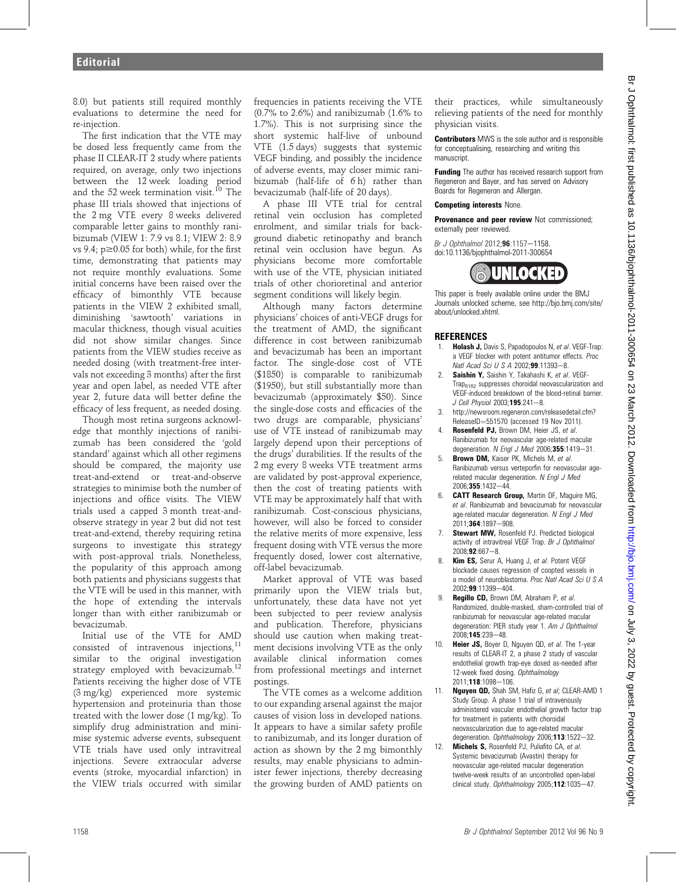8.0) but patients still required monthly evaluations to determine the need for re-injection.

The first indication that the VTE may be dosed less frequently came from the phase II CLEAR-IT 2 study where patients required, on average, only two injections between the 12 week loading period and the 52 week termination visit.[10] The phase III trials showed that injections of the 2 mg VTE every 8 weeks delivered comparable letter gains to monthly ranibizumab (VIEW 1: 7.9 vs 8.1; VIEW 2: 8.9 vs 9.4; $p \geq 0.05$ for both) while, for the first time, demonstrating that patients may not require monthly evaluations. Some initial concerns have been raised over the efficacy of bimonthly VTE because patients in the VIEW 2 exhibited small, diminishing 'sawtooth' variations in macular thickness, though visual acuities did not show similar changes. Since patients from the VIEW studies receive as needed dosing (with treatment-free intervals not exceeding 3 months) after the first year and open label, as needed VTE after year 2, future data will better define the efficacy of less frequent, as needed dosing.

Though most retina surgeons acknowledge that monthly injections of ranibizumab has been considered the 'gold standard' against which all other regimens should be compared, the majority use treat-and-extend or treat-and-observe strategies to minimise both the number of injections and office visits. The VIEW trials used a capped 3 month treat-and-observe strategy in year 2 but did not test treat-and-extend, thereby requiring retina surgeons to investigate this strategy with post-approval trials. Nonetheless, the popularity of this approach among both patients and physicians suggests that the VTE will be used in this manner, with the hope of extending the intervals longer than with either ranibizumab or bevacizumab.

Initial use of the VTE for AMD consisted of intravenous injections,[11] similar to the original investigation strategy employed with bevacizumab.[12] Patients receiving the higher dose of VTE (3 mg/kg) experienced more systemic hypertension and proteinuria than those treated with the lower dose (1 mg/kg). To simplify drug administration and minimise systemic adverse events, subsequent VTE trials have used only intravitreal injections. Severe extraocular adverse events (stroke, myocardial infarction) in the VIEW trials occurred with similar frequencies in patients receiving the VTE (0.7% to 2.6%) and ranibizumab (1.6% to 1.7%). This is not surprising since the short systemic half-live of unbound VTE (1.5 days) suggests that systemic VEGF binding, and possibly the incidence of adverse events, may closer mimic ranibizumab (half-life of 6 h) rather than bevacizumab (half-life of 20 days).

A phase III VTE trial for central retinal vein occlusion has completed enrolment, and similar trials for background diabetic retinopathy and branch retinal vein occlusion have begun. As physicians become more comfortable with use of the VTE, physician initiated trials of other chorioretinal and anterior segment conditions will likely begin.

Although many factors determine physicians' choices of anti-VEGF drugs for the treatment of AMD, the significant difference in cost between ranibizumab and bevacizumab has been an important factor. The single-dose cost of VTE ($1850) is comparable to ranibizumab ($1950), but still substantially more than bevacizumab (approximately $50). Since the single-dose costs and efficacies of the two drugs are comparable, physicians' use of VTE instead of ranibizumab may largely depend upon their perceptions of the drugs' durabilities. If the results of the 2 mg every 8 weeks VTE treatment arms are validated by post-approval experience, then the cost of treating patients with VTE may be approximately half that with ranibizumab. Cost-conscious physicians, however, will also be forced to consider the relative merits of more expensive, less frequent dosing with VTE versus the more frequently dosed, lower cost alternative, off-label bevacizumab.

Market approval of VTE was based primarily upon the VIEW trials but, unfortunately, these data have not yet been subjected to peer review analysis and publication. Therefore, physicians should use caution when making treatment decisions involving VTE as the only available clinical information comes from professional meetings and internet postings.

The VTE comes as a welcome addition to our expanding arsenal against the major causes of vision loss in developed nations. It appears to have a similar safety profile to ranibizumab, and its longer duration of action as shown by the 2 mg bimonthly results, may enable physicians to administer fewer injections, thereby decreasing the growing burden of AMD patients on their practices, while simultaneously relieving patients of the need for monthly physician visits.

**Contributors** MWS is the sole author and is responsible for conceptualising, researching and writing this manuscript.

**Funding** The author has received research support from Regeneron and Bayer, and has served on Advisory Boards for Regeneron and Allergan.

**Competing interests** None.

**Provenance and peer review** Not commissioned; externally peer reviewed.

*Br J Ophthalmol* 2012;**96**:1157–1158.
doi:10.1136/bjophthalmol-2011-300654

This paper is freely available online under the BMJ Journals unlocked scheme, see http://bjo.bmj.com/site/about/unlocked.xhtml.

## REFERENCES

1. **Holash J,** Davis S, Papadopoulos N, *et al*. VEGF-Trap: a VEGF blocker with potent antitumor effects. *Proc Natl Acad Sci U S A* 2002;**99**:11393–8.
2. **Saishin Y,** Saishin Y, Takahashi K, *et al*. VEGF-Trap$_{R1R2}$ suppresses choroidal neovascularization and VEGF-induced breakdown of the blood-retinal barrier. *J Cell Physiol* 2003;**195**:241–8.
3. http://newsroom.regeneron.com/releasedetail.cfm?ReleaseID=551570 (accessed 19 Nov 2011).
4. **Rosenfeld PJ,** Brown DM, Heier JS, *et al*. Ranibizumab for neovascular age-related macular degeneration. *N Engl J Med* 2006;**355**:1419–31.
5. **Brown DM,** Kaiser PK, Michels M, *et al*. Ranibizumab versus verteporfin for neovascular age-related macular degeneration. *N Engl J Med* 2006;**355**:1432–44.
6. **CATT Research Group,** Martin DF, Maguire MG, *et al*. Ranibizumab and bevacizumab for neovascular age-related macular degeneration. *N Engl J Med* 2011;**364**:1897–908.
7. **Stewart MW,** Rosenfeld PJ. Predicted biological activity of intravitreal VEGF Trap. *Br J Ophthalmol* 2008;**92**:667–8.
8. **Kim ES,** Serur A, Huang J, *et al*. Potent VEGF blockade causes regression of coopted vessels in a model of neuroblastoma. *Proc Natl Acad Sci U S A* 2002;**99**:11399–404.
9. **Regillo CD,** Brown DM, Abraham P, *et al*. Randomized, double-masked, sham-controlled trial of ranibizumab for neovascular age-related macular degeneration: PIER study year 1. *Am J Ophthalmol* 2008;**145**:239–48.
10. **Heier JS,** Boyer D, Nguyen QD, *et al*. The 1-year results of CLEAR-IT 2, a phase 2 study of vascular endothelial growth trap-eye dosed as-needed after 12-week fixed dosing. *Ophthalmology* 2011;**118**:1098–106.
11. **Nguyen QD,** Shah SM, Hafiz G, *et al*; CLEAR-AMD 1 Study Group. A phase 1 trial of intravenously administered vascular endothelial growth factor trap for treatment in patients with choroidal neovascularization due to age-related macular degeneration. *Ophthalmology* 2006;**113**:1522–32.
12. **Michels S,** Rosenfeld PJ, Puliafito CA, *et al*. Systemic bevacizumab (Avastin) therapy for neovascular age-related macular degeneration twelve-week results of an uncontrolled open-label clinical study. *Ophthalmology* 2005;**112**:1035–47.